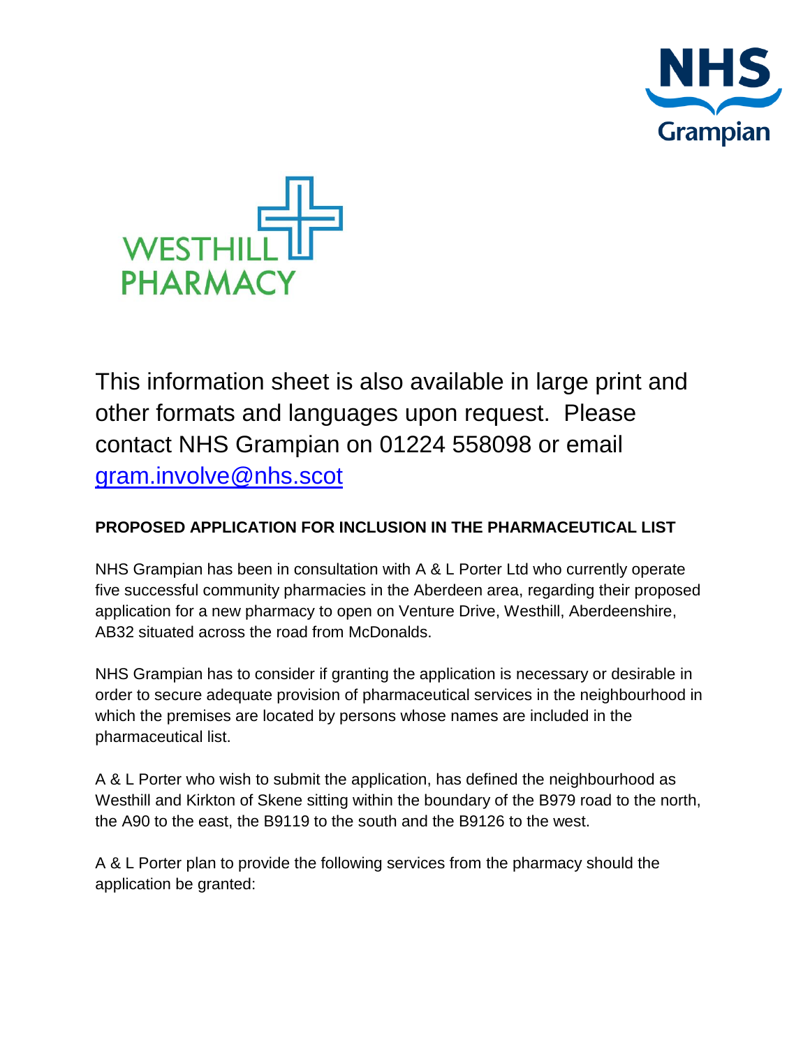NHS Grampian

WESTHILL PHARMACY

This information sheet is also available in large print and other formats and languages upon request. Please contact NHS Grampian on 01224 558098 or email gram.involve@nhs.scot

**PROPOSED APPLICATION FOR INCLUSION IN THE PHARMACEUTICAL LIST**

NHS Grampian has been in consultation with A & L Porter Ltd who currently operate five successful community pharmacies in the Aberdeen area, regarding their proposed application for a new pharmacy to open on Venture Drive, Westhill, Aberdeenshire, AB32 situated across the road from McDonalds.

NHS Grampian has to consider if granting the application is necessary or desirable in order to secure adequate provision of pharmaceutical services in the neighbourhood in which the premises are located by persons whose names are included in the pharmaceutical list.

A & L Porter who wish to submit the application, has defined the neighbourhood as Westhill and Kirkton of Skene sitting within the boundary of the B979 road to the north, the A90 to the east, the B9119 to the south and the B9126 to the west.

A & L Porter plan to provide the following services from the pharmacy should the application be granted: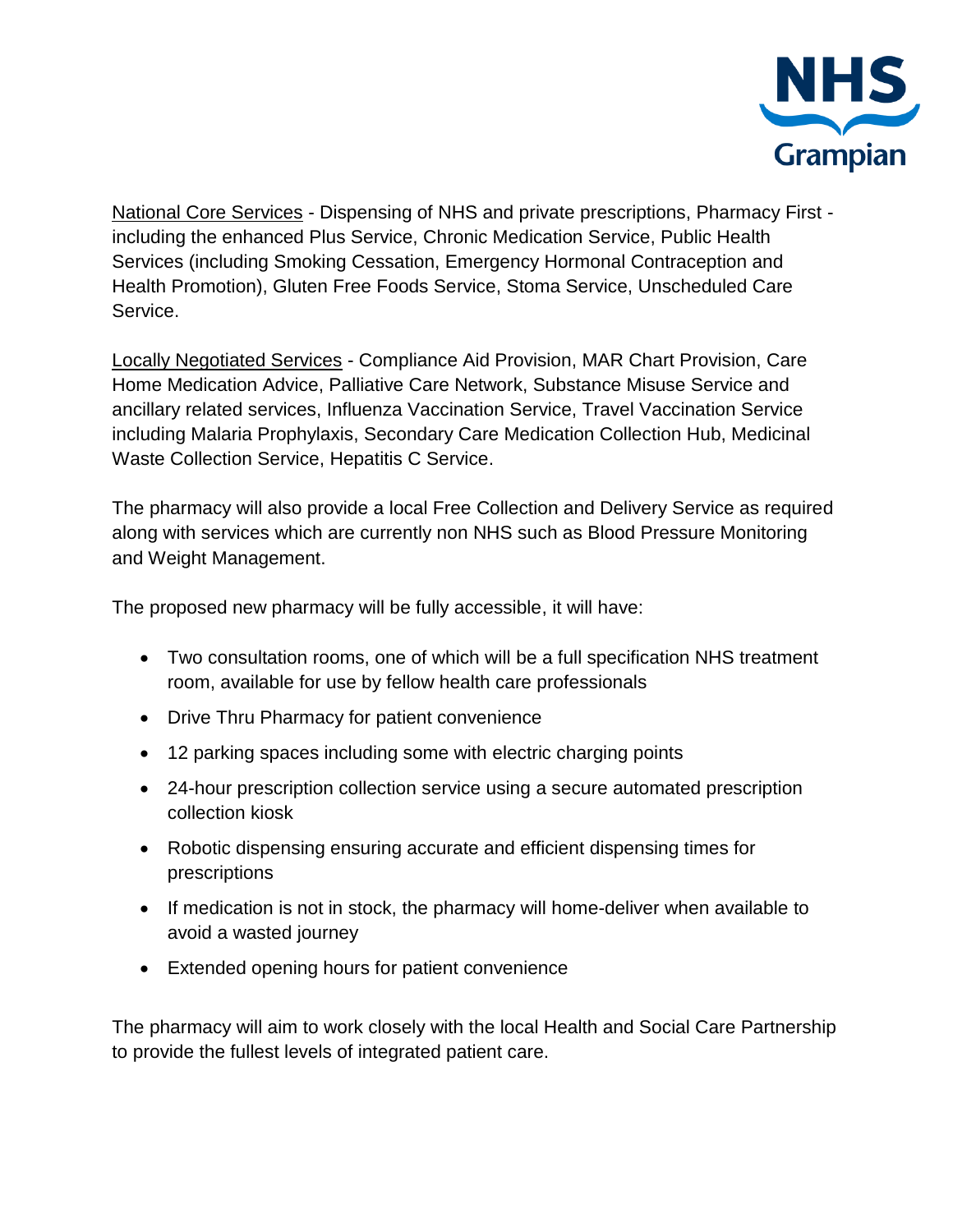National Core Services - Dispensing of NHS and private prescriptions, Pharmacy First - including the enhanced Plus Service, Chronic Medication Service, Public Health Services (including Smoking Cessation, Emergency Hormonal Contraception and Health Promotion), Gluten Free Foods Service, Stoma Service, Unscheduled Care Service.

Locally Negotiated Services - Compliance Aid Provision, MAR Chart Provision, Care Home Medication Advice, Palliative Care Network, Substance Misuse Service and ancillary related services, Influenza Vaccination Service, Travel Vaccination Service including Malaria Prophylaxis, Secondary Care Medication Collection Hub, Medicinal Waste Collection Service, Hepatitis C Service.

The pharmacy will also provide a local Free Collection and Delivery Service as required along with services which are currently non NHS such as Blood Pressure Monitoring and Weight Management.

The proposed new pharmacy will be fully accessible, it will have:

- Two consultation rooms, one of which will be a full specification NHS treatment room, available for use by fellow health care professionals
- Drive Thru Pharmacy for patient convenience
- 12 parking spaces including some with electric charging points
- 24-hour prescription collection service using a secure automated prescription collection kiosk
- Robotic dispensing ensuring accurate and efficient dispensing times for prescriptions
- If medication is not in stock, the pharmacy will home-deliver when available to avoid a wasted journey
- Extended opening hours for patient convenience

The pharmacy will aim to work closely with the local Health and Social Care Partnership to provide the fullest levels of integrated patient care.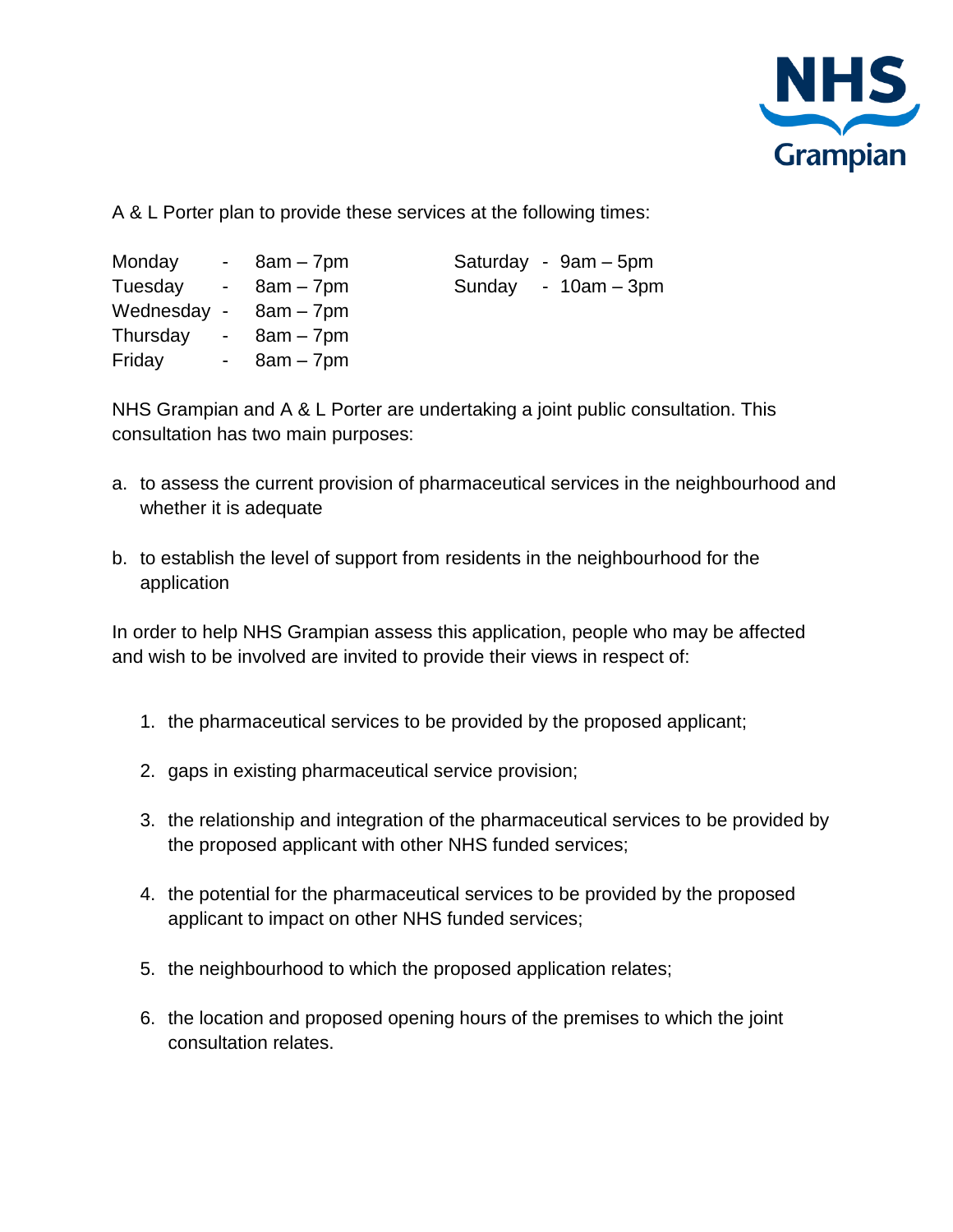A & L Porter plan to provide these services at the following times:

| Day | Hours |
|---|---|
| Monday | 8am – 7pm |
| Tuesday | 8am – 7pm |
| Wednesday | 8am – 7pm |
| Thursday | 8am – 7pm |
| Friday | 8am – 7pm |
| Saturday | 9am – 5pm |
| Sunday | 10am – 3pm |

NHS Grampian and A & L Porter are undertaking a joint public consultation. This consultation has two main purposes:

a. to assess the current provision of pharmaceutical services in the neighbourhood and whether it is adequate

b. to establish the level of support from residents in the neighbourhood for the application

In order to help NHS Grampian assess this application, people who may be affected and wish to be involved are invited to provide their views in respect of:

1. the pharmaceutical services to be provided by the proposed applicant;
2. gaps in existing pharmaceutical service provision;
3. the relationship and integration of the pharmaceutical services to be provided by the proposed applicant with other NHS funded services;
4. the potential for the pharmaceutical services to be provided by the proposed applicant to impact on other NHS funded services;
5. the neighbourhood to which the proposed application relates;
6. the location and proposed opening hours of the premises to which the joint consultation relates.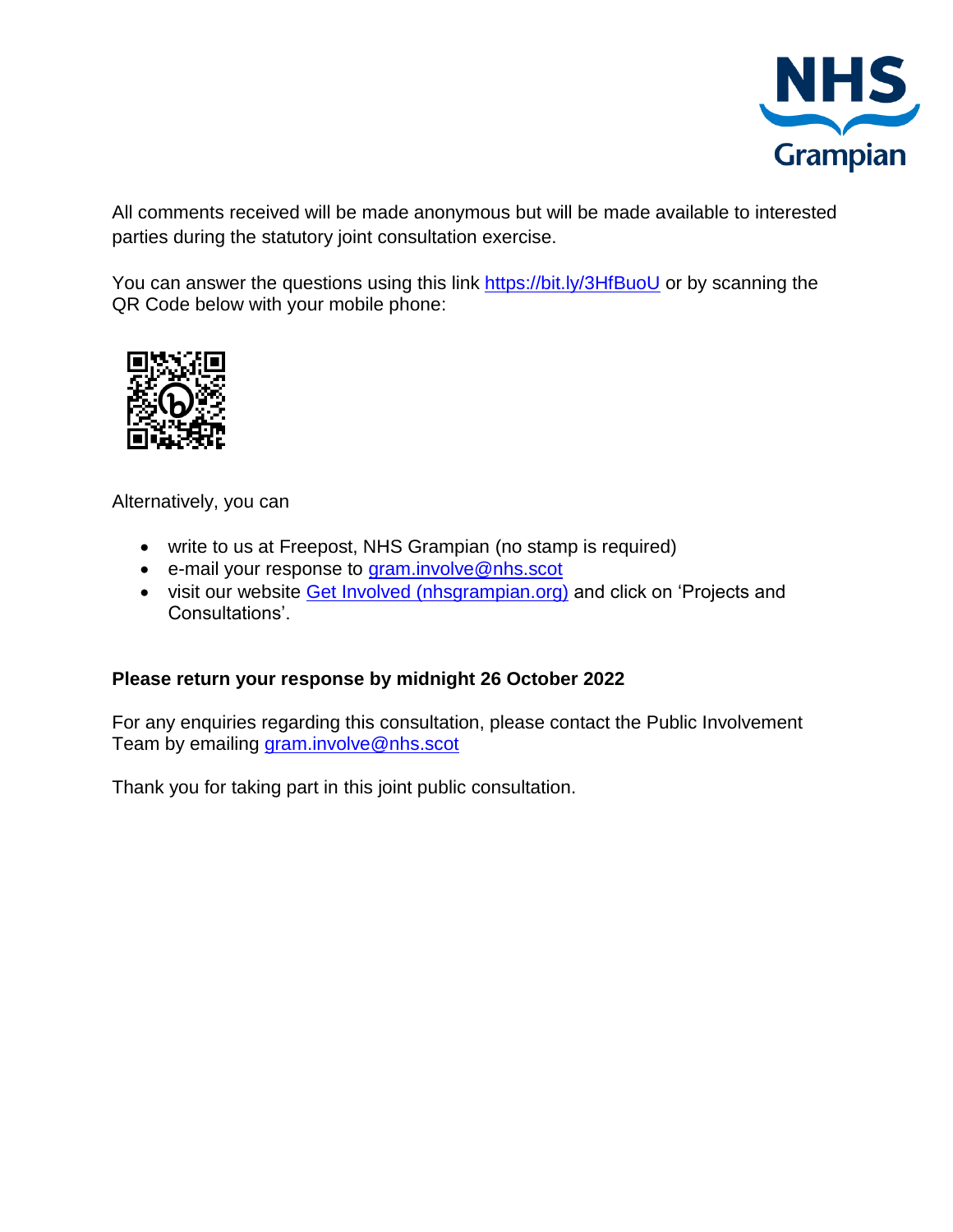All comments received will be made anonymous but will be made available to interested parties during the statutory joint consultation exercise.

You can answer the questions using this link https://bit.ly/3HfBuoU or by scanning the QR Code below with your mobile phone:

Alternatively, you can

- write to us at Freepost, NHS Grampian (no stamp is required)
- e-mail your response to gram.involve@nhs.scot
- visit our website Get Involved (nhsgrampian.org) and click on 'Projects and Consultations'.

**Please return your response by midnight 26 October 2022**

For any enquiries regarding this consultation, please contact the Public Involvement Team by emailing gram.involve@nhs.scot

Thank you for taking part in this joint public consultation.